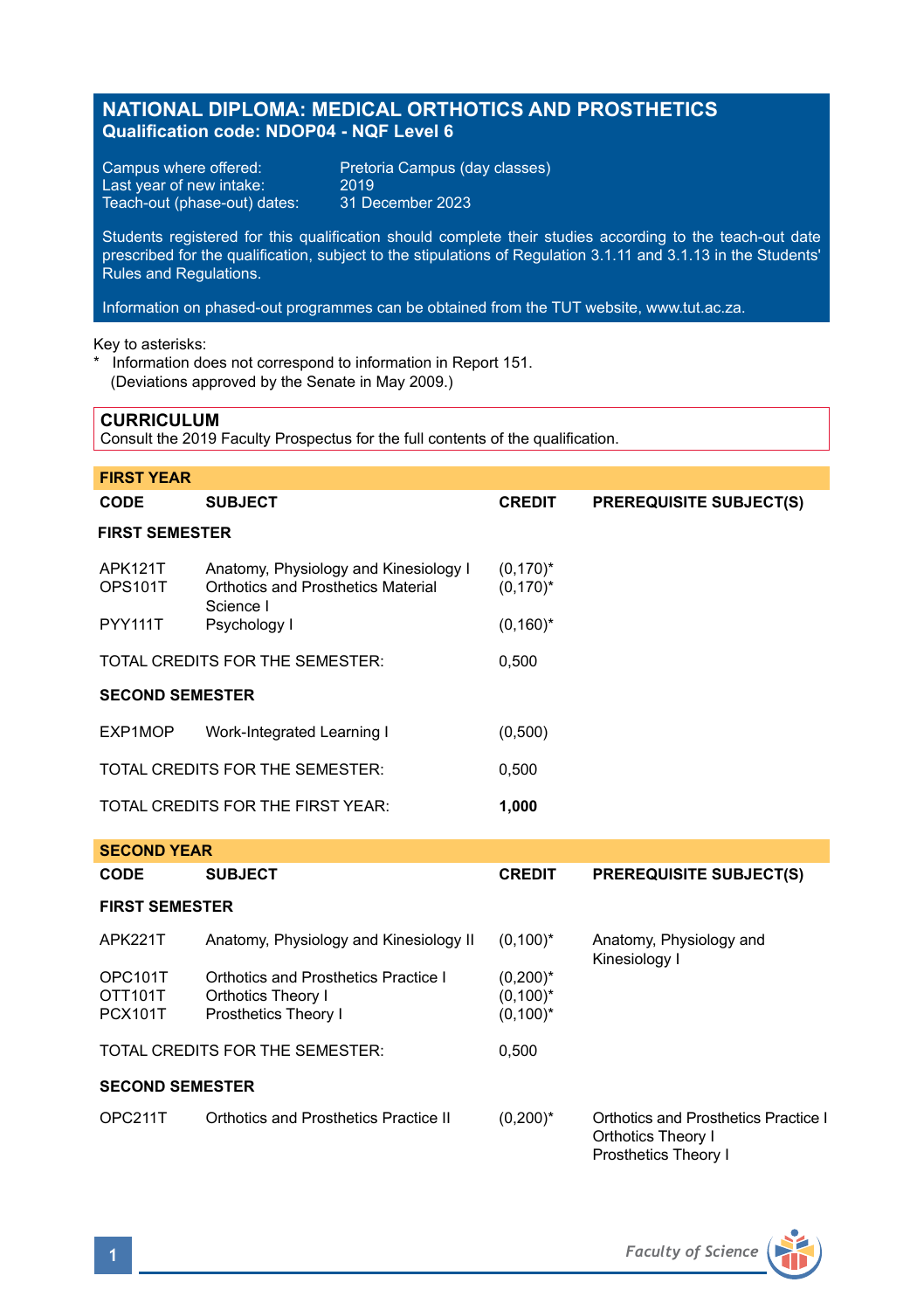# NATIONAL DIPLOMA: MEDICAL ORTHOTICS AND PROSTHETICS

**Qualification code: NDOP04 - NQF Level 6**

Campus where offered: Pretoria Campus (day classes)
Last year of new intake: 2019
Teach-out (phase-out) dates: 31 December 2023

Students registered for this qualification should complete their studies according to the teach-out date prescribed for the qualification, subject to the stipulations of Regulation 3.1.11 and 3.1.13 in the Students' Rules and Regulations.

Information on phased-out programmes can be obtained from the TUT website, www.tut.ac.za.

Key to asterisks:
* Information does not correspond to information in Report 151. (Deviations approved by the Senate in May 2009.)

## CURRICULUM

Consult the 2019 Faculty Prospectus for the full contents of the qualification.

### FIRST YEAR

| CODE | SUBJECT | CREDIT | PREREQUISITE SUBJECT(S) |
|---|---|---|---|
| **FIRST SEMESTER** | | | |
| APK121T | Anatomy, Physiology and Kinesiology I | (0,170)* | |
| OPS101T | Orthotics and Prosthetics Material Science I | (0,170)* | |
| PYY111T | Psychology I | (0,160)* | |
| TOTAL CREDITS FOR THE SEMESTER: | | 0,500 | |
| **SECOND SEMESTER** | | | |
| EXP1MOP | Work-Integrated Learning I | (0,500) | |
| TOTAL CREDITS FOR THE SEMESTER: | | 0,500 | |
| TOTAL CREDITS FOR THE FIRST YEAR: | | **1,000** | |

### SECOND YEAR

| CODE | SUBJECT | CREDIT | PREREQUISITE SUBJECT(S) |
|---|---|---|---|
| **FIRST SEMESTER** | | | |
| APK221T | Anatomy, Physiology and Kinesiology II | (0,100)* | Anatomy, Physiology and Kinesiology I |
| OPC101T | Orthotics and Prosthetics Practice I | (0,200)* | |
| OTT101T | Orthotics Theory I | (0,100)* | |
| PCX101T | Prosthetics Theory I | (0,100)* | |
| TOTAL CREDITS FOR THE SEMESTER: | | 0,500 | |
| **SECOND SEMESTER** | | | |
| OPC211T | Orthotics and Prosthetics Practice II | (0,200)* | Orthotics and Prosthetics Practice I<br>Orthotics Theory I<br>Prosthetics Theory I |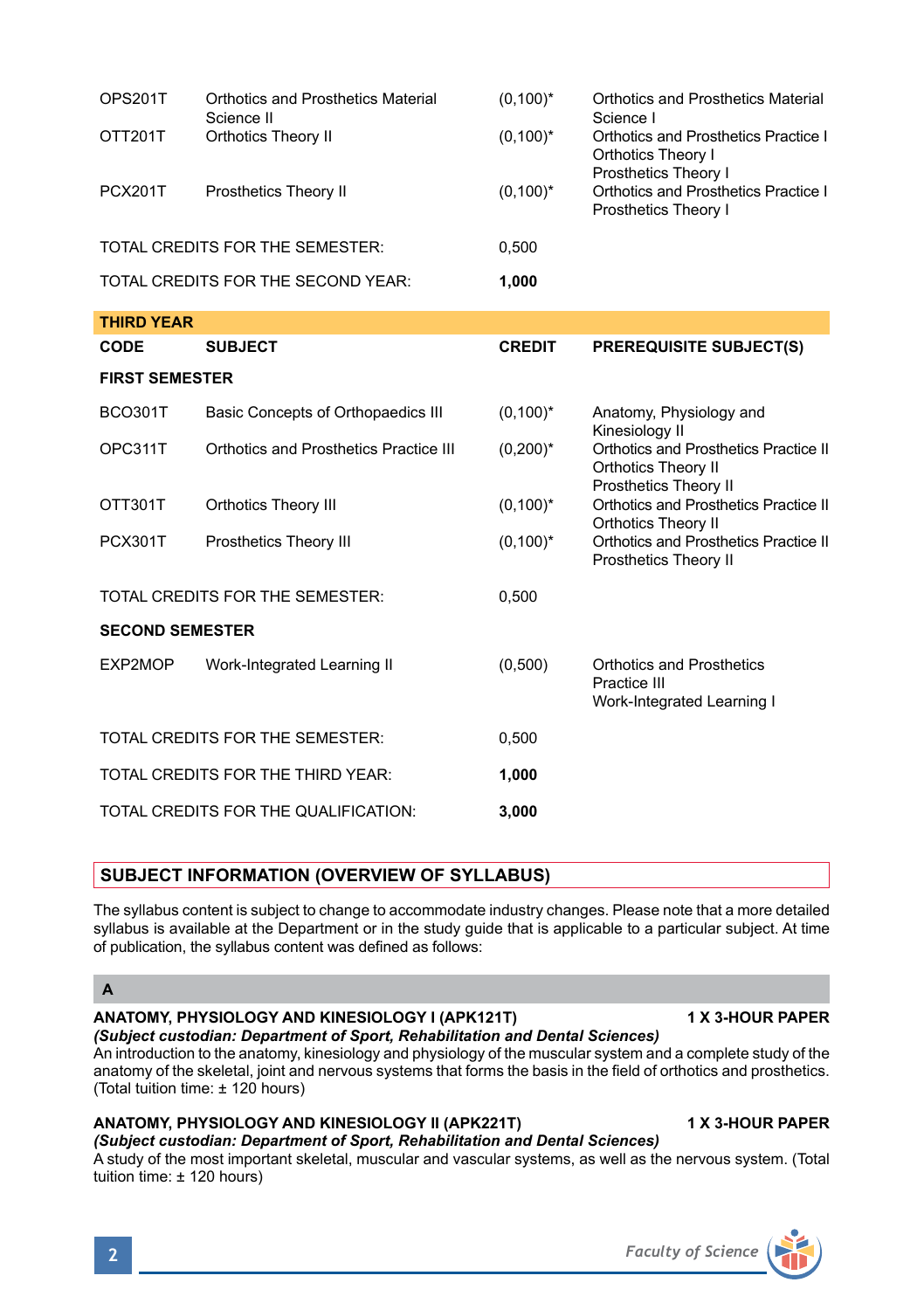| | | | |
|---|---|---|---|
| OPS201T | Orthotics and Prosthetics Material Science II | (0,100)* | Orthotics and Prosthetics Material Science I |
| OTT201T | Orthotics Theory II | (0,100)* | Orthotics and Prosthetics Practice I<br>Orthotics Theory I<br>Prosthetics Theory I |
| PCX201T | Prosthetics Theory II | (0,100)* | Orthotics and Prosthetics Practice I<br>Prosthetics Theory I |
| TOTAL CREDITS FOR THE SEMESTER: | | 0,500 | |
| TOTAL CREDITS FOR THE SECOND YEAR: | | **1,000** | |

**THIRD YEAR**

| CODE | SUBJECT | CREDIT | PREREQUISITE SUBJECT(S) |
|---|---|---|---|
| **FIRST SEMESTER** | | | |
| BCO301T | Basic Concepts of Orthopaedics III | (0,100)* | Anatomy, Physiology and Kinesiology II |
| OPC311T | Orthotics and Prosthetics Practice III | (0,200)* | Orthotics and Prosthetics Practice II<br>Orthotics Theory II<br>Prosthetics Theory II |
| OTT301T | Orthotics Theory III | (0,100)* | Orthotics and Prosthetics Practice II<br>Orthotics Theory II |
| PCX301T | Prosthetics Theory III | (0,100)* | Orthotics and Prosthetics Practice II<br>Prosthetics Theory II |
| TOTAL CREDITS FOR THE SEMESTER: | | 0,500 | |
| **SECOND SEMESTER** | | | |
| EXP2MOP | Work-Integrated Learning II | (0,500) | Orthotics and Prosthetics Practice III<br>Work-Integrated Learning I |
| TOTAL CREDITS FOR THE SEMESTER: | | 0,500 | |
| TOTAL CREDITS FOR THE THIRD YEAR: | | **1,000** | |
| TOTAL CREDITS FOR THE QUALIFICATION: | | **3,000** | |

## SUBJECT INFORMATION (OVERVIEW OF SYLLABUS)

The syllabus content is subject to change to accommodate industry changes. Please note that a more detailed syllabus is available at the Department or in the study guide that is applicable to a particular subject. At time of publication, the syllabus content was defined as follows:

### A

**ANATOMY, PHYSIOLOGY AND KINESIOLOGY I (APK121T)** **1 X 3-HOUR PAPER**
***(Subject custodian: Department of Sport, Rehabilitation and Dental Sciences)***
An introduction to the anatomy, kinesiology and physiology of the muscular system and a complete study of the anatomy of the skeletal, joint and nervous systems that forms the basis in the field of orthotics and prosthetics. (Total tuition time: ± 120 hours)

**ANATOMY, PHYSIOLOGY AND KINESIOLOGY II (APK221T)** **1 X 3-HOUR PAPER**
***(Subject custodian: Department of Sport, Rehabilitation and Dental Sciences)***
A study of the most important skeletal, muscular and vascular systems, as well as the nervous system. (Total tuition time: ± 120 hours)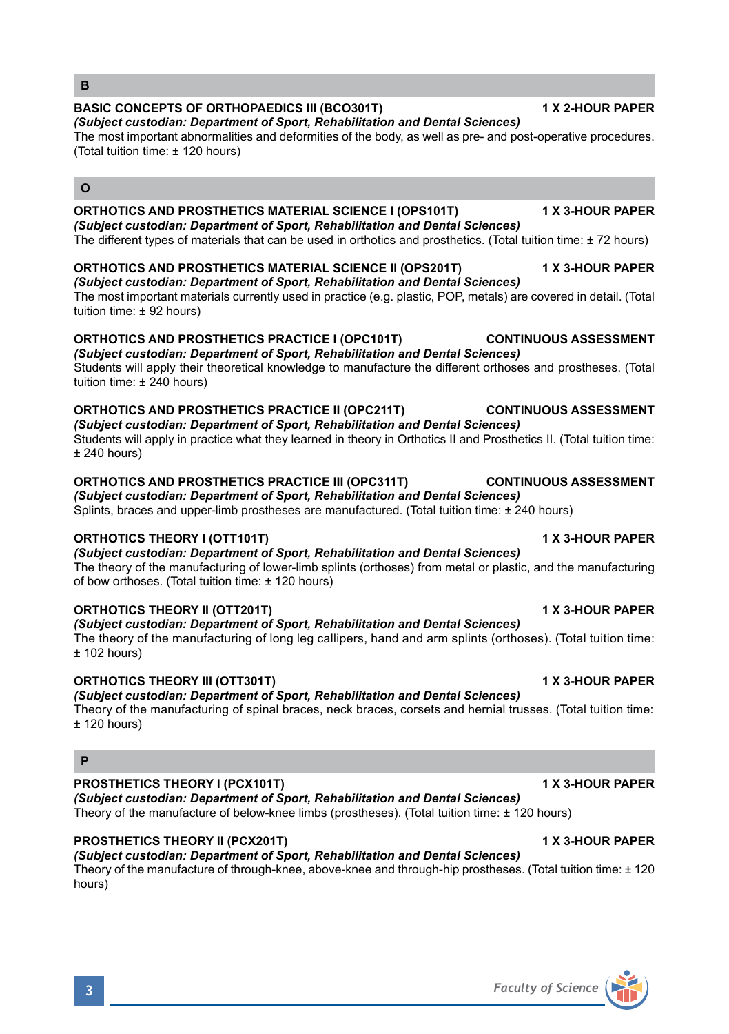## B

**BASIC CONCEPTS OF ORTHOPAEDICS III (BCO301T)** **1 X 2-HOUR PAPER**

***(Subject custodian: Department of Sport, Rehabilitation and Dental Sciences)***

The most important abnormalities and deformities of the body, as well as pre- and post-operative procedures. (Total tuition time: ± 120 hours)

## O

**ORTHOTICS AND PROSTHETICS MATERIAL SCIENCE I (OPS101T)** **1 X 3-HOUR PAPER**

***(Subject custodian: Department of Sport, Rehabilitation and Dental Sciences)***

The different types of materials that can be used in orthotics and prosthetics. (Total tuition time: ± 72 hours)

**ORTHOTICS AND PROSTHETICS MATERIAL SCIENCE II (OPS201T)** **1 X 3-HOUR PAPER**

***(Subject custodian: Department of Sport, Rehabilitation and Dental Sciences)***

The most important materials currently used in practice (e.g. plastic, POP, metals) are covered in detail. (Total tuition time: ± 92 hours)

**ORTHOTICS AND PROSTHETICS PRACTICE I (OPC101T)** **CONTINUOUS ASSESSMENT**

***(Subject custodian: Department of Sport, Rehabilitation and Dental Sciences)***

Students will apply their theoretical knowledge to manufacture the different orthoses and prostheses. (Total tuition time: ± 240 hours)

**ORTHOTICS AND PROSTHETICS PRACTICE II (OPC211T)** **CONTINUOUS ASSESSMENT**

***(Subject custodian: Department of Sport, Rehabilitation and Dental Sciences)***

Students will apply in practice what they learned in theory in Orthotics II and Prosthetics II. (Total tuition time: ± 240 hours)

**ORTHOTICS AND PROSTHETICS PRACTICE III (OPC311T)** **CONTINUOUS ASSESSMENT**

***(Subject custodian: Department of Sport, Rehabilitation and Dental Sciences)***

Splints, braces and upper-limb prostheses are manufactured. (Total tuition time: ± 240 hours)

**ORTHOTICS THEORY I (OTT101T)** **1 X 3-HOUR PAPER**

***(Subject custodian: Department of Sport, Rehabilitation and Dental Sciences)***

The theory of the manufacturing of lower-limb splints (orthoses) from metal or plastic, and the manufacturing of bow orthoses. (Total tuition time: ± 120 hours)

**ORTHOTICS THEORY II (OTT201T)** **1 X 3-HOUR PAPER**

***(Subject custodian: Department of Sport, Rehabilitation and Dental Sciences)***

The theory of the manufacturing of long leg callipers, hand and arm splints (orthoses). (Total tuition time: ± 102 hours)

**ORTHOTICS THEORY III (OTT301T)** **1 X 3-HOUR PAPER**

***(Subject custodian: Department of Sport, Rehabilitation and Dental Sciences)***

Theory of the manufacturing of spinal braces, neck braces, corsets and hernial trusses. (Total tuition time: ± 120 hours)

## P

**PROSTHETICS THEORY I (PCX101T)** **1 X 3-HOUR PAPER**

***(Subject custodian: Department of Sport, Rehabilitation and Dental Sciences)***

Theory of the manufacture of below-knee limbs (prostheses). (Total tuition time: ± 120 hours)

**PROSTHETICS THEORY II (PCX201T)** **1 X 3-HOUR PAPER**

***(Subject custodian: Department of Sport, Rehabilitation and Dental Sciences)***

Theory of the manufacture of through-knee, above-knee and through-hip prostheses. (Total tuition time: ± 120 hours)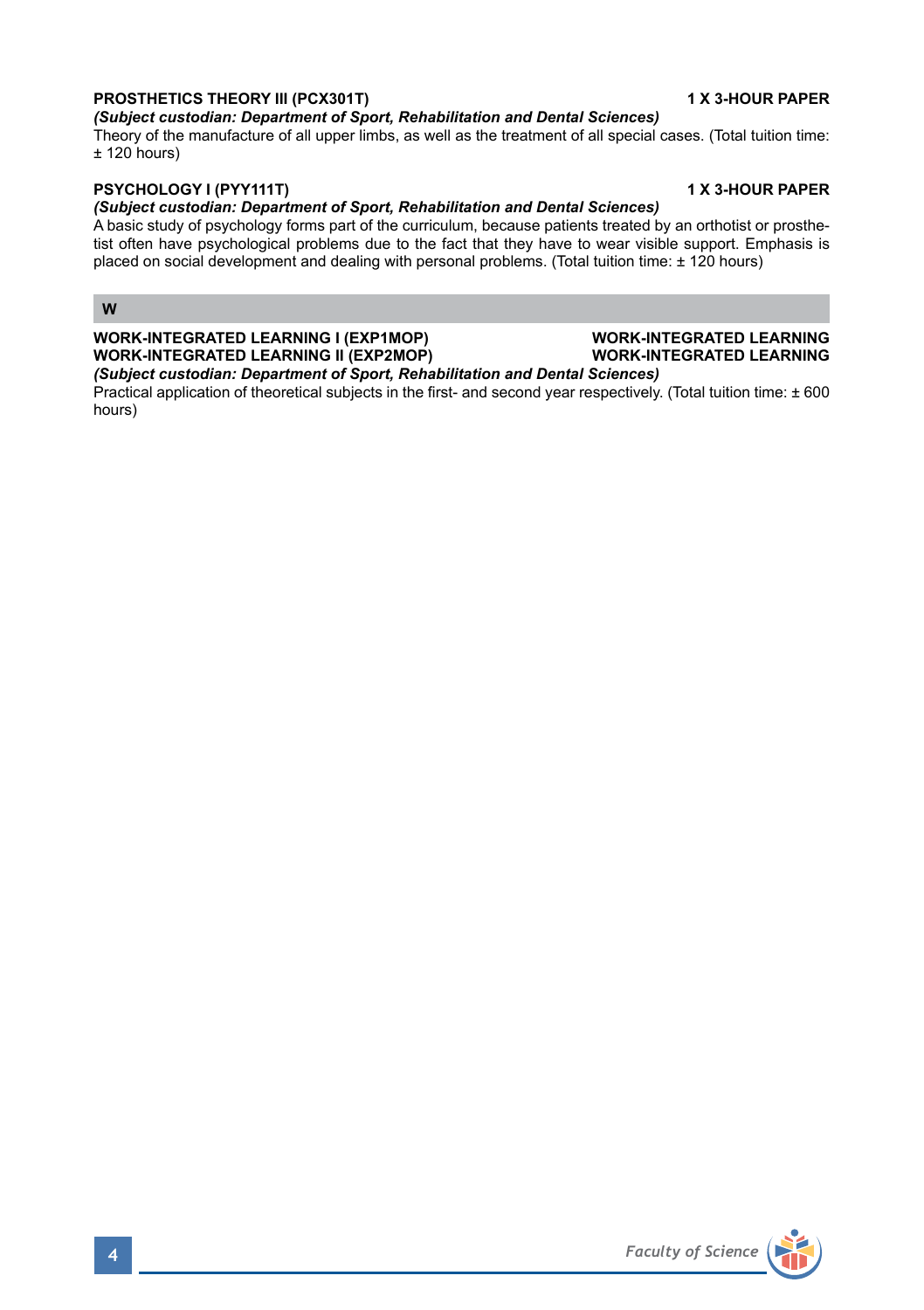**PROSTHETICS THEORY III (PCX301T)** **1 X 3-HOUR PAPER**

***(Subject custodian: Department of Sport, Rehabilitation and Dental Sciences)***

Theory of the manufacture of all upper limbs, as well as the treatment of all special cases. (Total tuition time: ± 120 hours)

**PSYCHOLOGY I (PYY111T)** **1 X 3-HOUR PAPER**

***(Subject custodian: Department of Sport, Rehabilitation and Dental Sciences)***

A basic study of psychology forms part of the curriculum, because patients treated by an orthotist or prosthetist often have psychological problems due to the fact that they have to wear visible support. Emphasis is placed on social development and dealing with personal problems. (Total tuition time: ± 120 hours)

## W

**WORK-INTEGRATED LEARNING I (EXP1MOP)** **WORK-INTEGRATED LEARNING**
**WORK-INTEGRATED LEARNING II (EXP2MOP)** **WORK-INTEGRATED LEARNING**

***(Subject custodian: Department of Sport, Rehabilitation and Dental Sciences)***

Practical application of theoretical subjects in the first- and second year respectively. (Total tuition time: ± 600 hours)